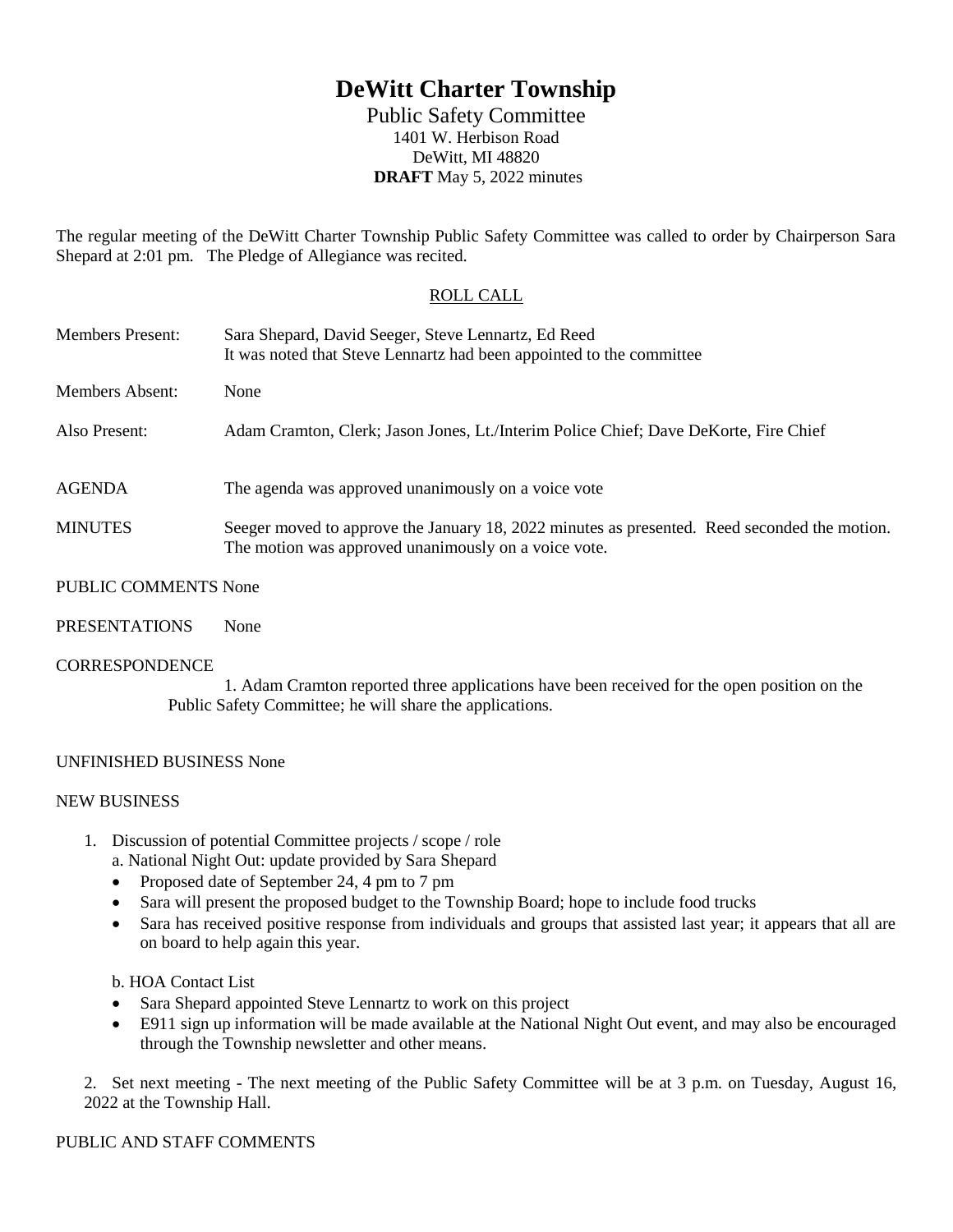# DeWitt Charter Township

Public Safety Committee
1401 W. Herbison Road
DeWitt, MI 48820
**DRAFT** May 5, 2022 minutes

The regular meeting of the DeWitt Charter Township Public Safety Committee was called to order by Chairperson Sara Shepard at 2:01 pm. The Pledge of Allegiance was recited.

## ROLL CALL

Members Present: Sara Shepard, David Seeger, Steve Lennartz, Ed Reed
It was noted that Steve Lennartz had been appointed to the committee

Members Absent: None

Also Present: Adam Cramton, Clerk; Jason Jones, Lt./Interim Police Chief; Dave DeKorte, Fire Chief

AGENDA The agenda was approved unanimously on a voice vote

MINUTES Seeger moved to approve the January 18, 2022 minutes as presented. Reed seconded the motion. The motion was approved unanimously on a voice vote.

PUBLIC COMMENTS None

PRESENTATIONS None

CORRESPONDENCE

1. Adam Cramton reported three applications have been received for the open position on the Public Safety Committee; he will share the applications.

UNFINISHED BUSINESS None

NEW BUSINESS

1. Discussion of potential Committee projects / scope / role
   a. National Night Out: update provided by Sara Shepard
   - Proposed date of September 24, 4 pm to 7 pm
   - Sara will present the proposed budget to the Township Board; hope to include food trucks
   - Sara has received positive response from individuals and groups that assisted last year; it appears that all are on board to help again this year.

   b. HOA Contact List
   - Sara Shepard appointed Steve Lennartz to work on this project
   - E911 sign up information will be made available at the National Night Out event, and may also be encouraged through the Township newsletter and other means.

2. Set next meeting - The next meeting of the Public Safety Committee will be at 3 p.m. on Tuesday, August 16, 2022 at the Township Hall.

PUBLIC AND STAFF COMMENTS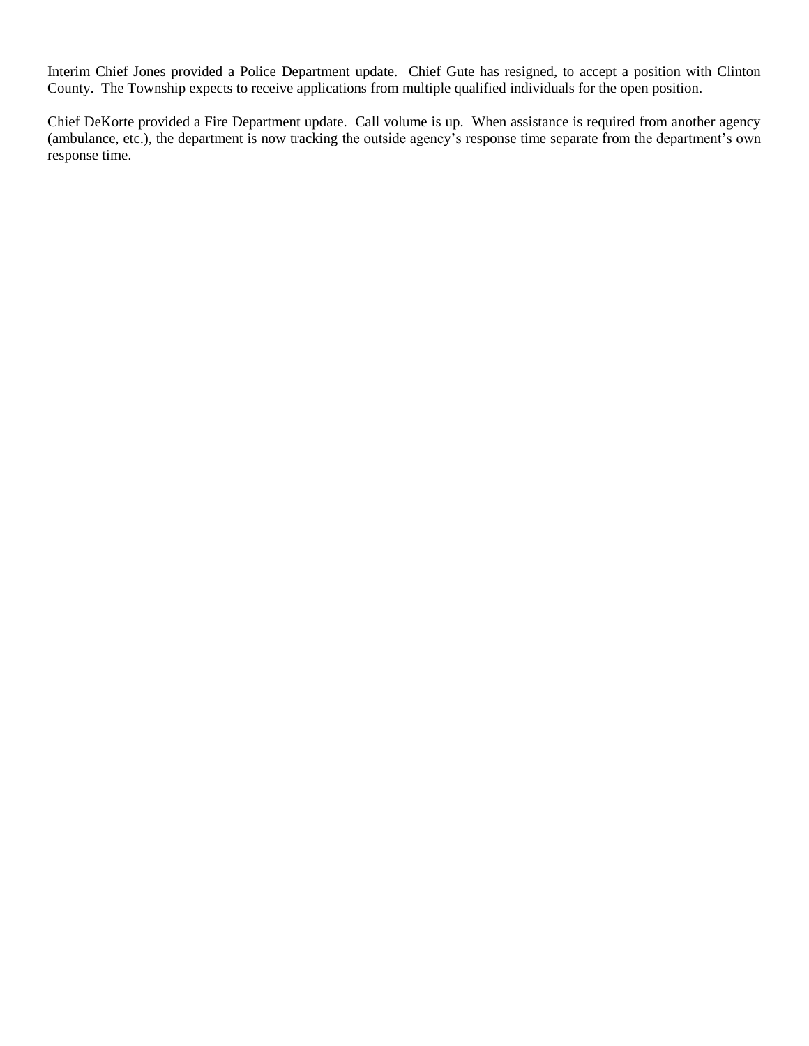Interim Chief Jones provided a Police Department update. Chief Gute has resigned, to accept a position with Clinton County. The Township expects to receive applications from multiple qualified individuals for the open position.

Chief DeKorte provided a Fire Department update. Call volume is up. When assistance is required from another agency (ambulance, etc.), the department is now tracking the outside agency's response time separate from the department's own response time.